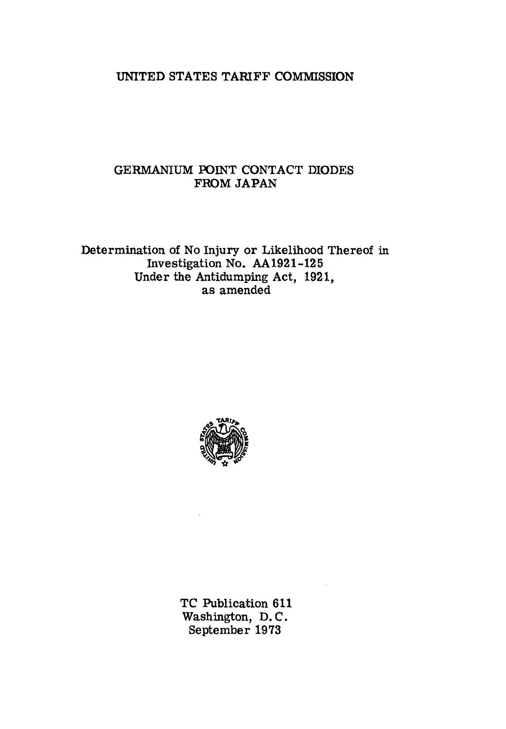UNITED STATES TARIFF COMMISSION

# GERMANIUM POINT CONTACT DIODES FROM JAPAN

Determination of No Injury or Likelihood Thereof in Investigation No. AA1921-125 Under the Antidumping Act, 1921, as amended

TC Publication 611
Washington, D.C.
September 1973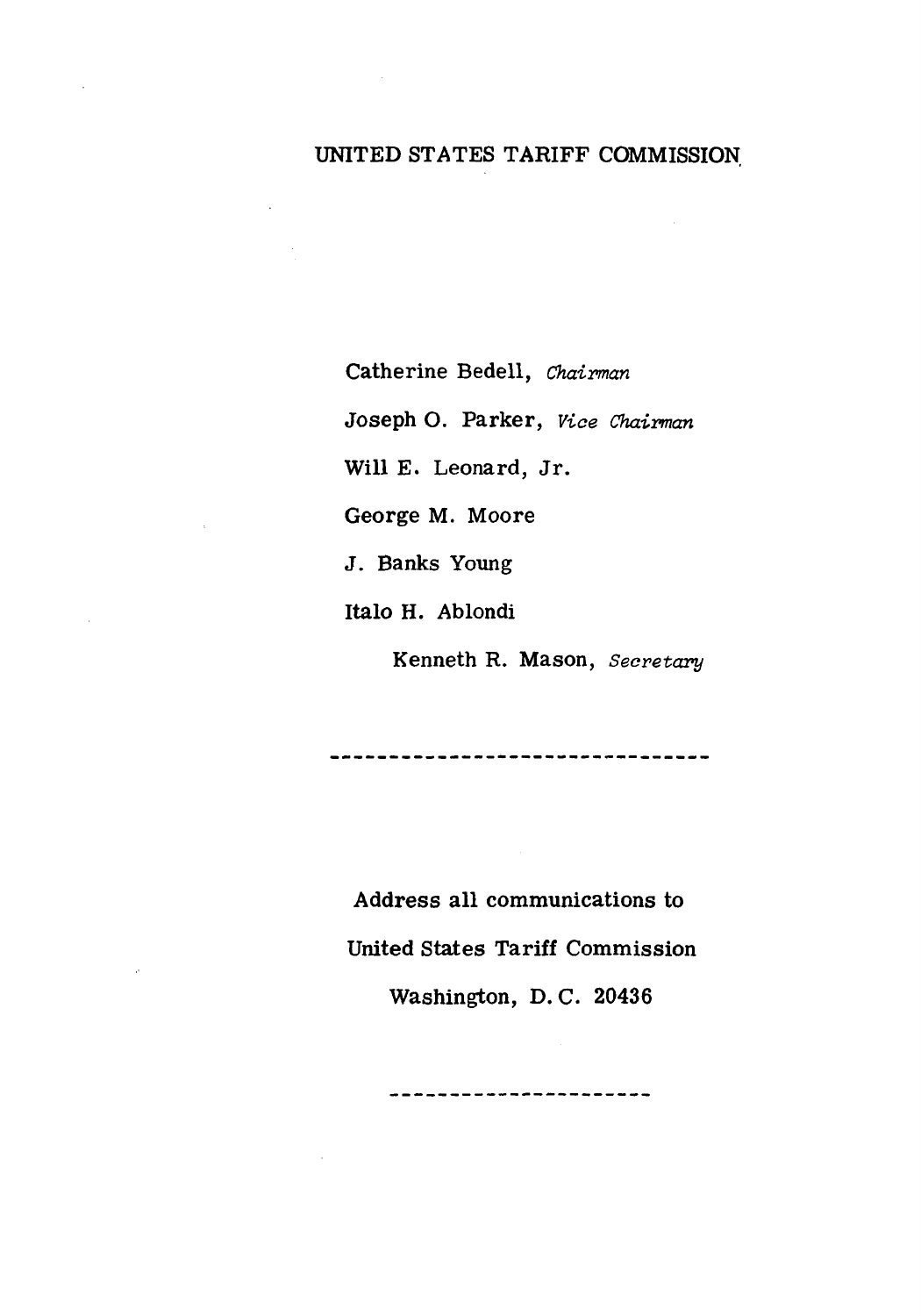# UNITED STATES TARIFF COMMISSION

Catherine Bedell, *Chairman*

Joseph O. Parker, *Vice Chairman*

Will E. Leonard, Jr.

George M. Moore

J. Banks Young

Italo H. Ablondi

Kenneth R. Mason, *Secretary*

---

Address all communications to

United States Tariff Commission

Washington, D. C. 20436

---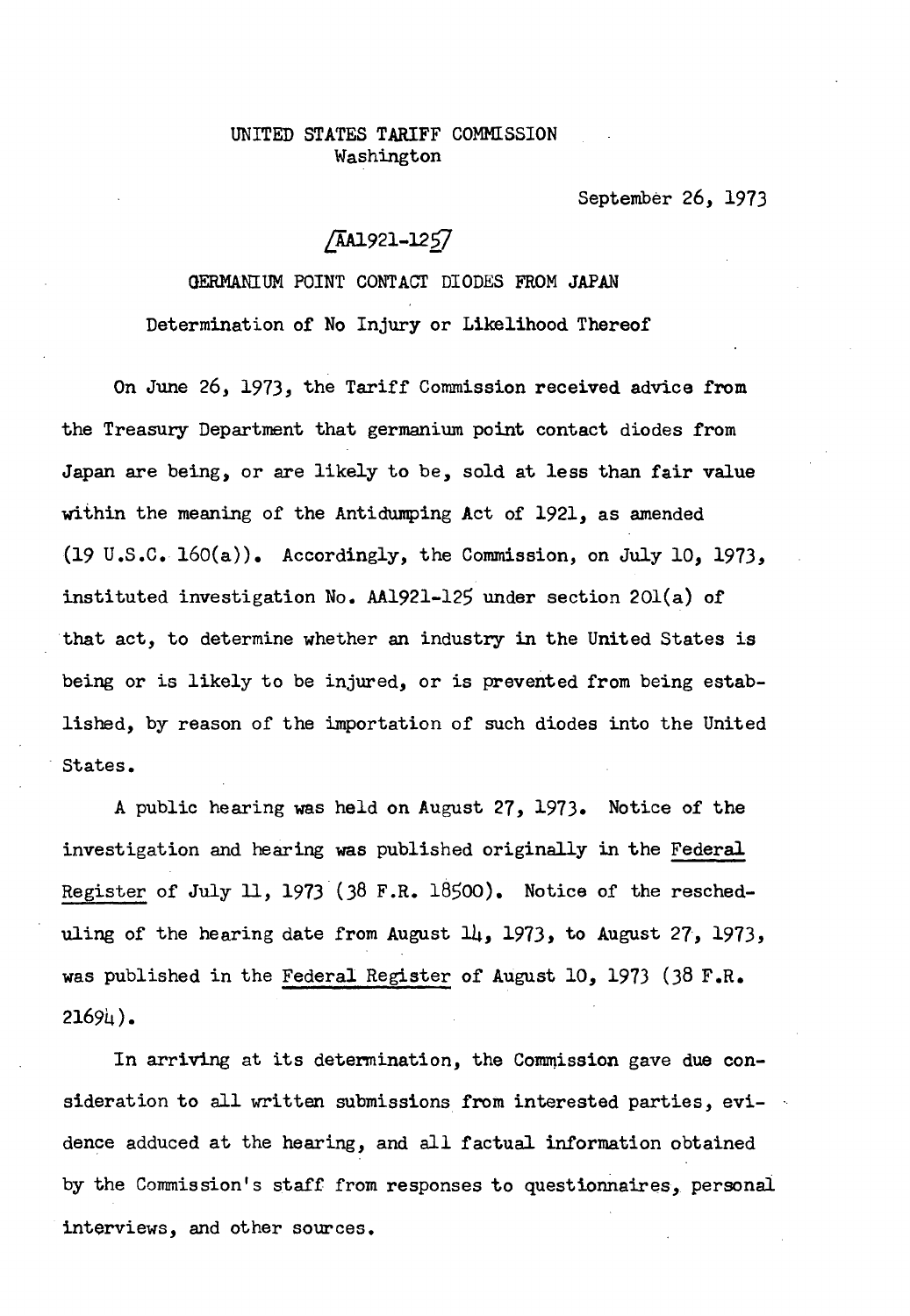UNITED STATES TARIFF COMMISSION
Washington

September 26, 1973

[AA1921-125]

GERMANIUM POINT CONTACT DIODES FROM JAPAN

Determination of No Injury or Likelihood Thereof

On June 26, 1973, the Tariff Commission received advice from the Treasury Department that germanium point contact diodes from Japan are being, or are likely to be, sold at less than fair value within the meaning of the Antidumping Act of 1921, as amended (19 U.S.C. 160(a)). Accordingly, the Commission, on July 10, 1973, instituted investigation No. AA1921-125 under section 201(a) of that act, to determine whether an industry in the United States is being or is likely to be injured, or is prevented from being established, by reason of the importation of such diodes into the United States.

A public hearing was held on August 27, 1973. Notice of the investigation and hearing was published originally in the Federal Register of July 11, 1973 (38 F.R. 18500). Notice of the rescheduling of the hearing date from August 14, 1973, to August 27, 1973, was published in the Federal Register of August 10, 1973 (38 F.R. 21694).

In arriving at its determination, the Commission gave due consideration to all written submissions from interested parties, evidence adduced at the hearing, and all factual information obtained by the Commission's staff from responses to questionnaires, personal interviews, and other sources.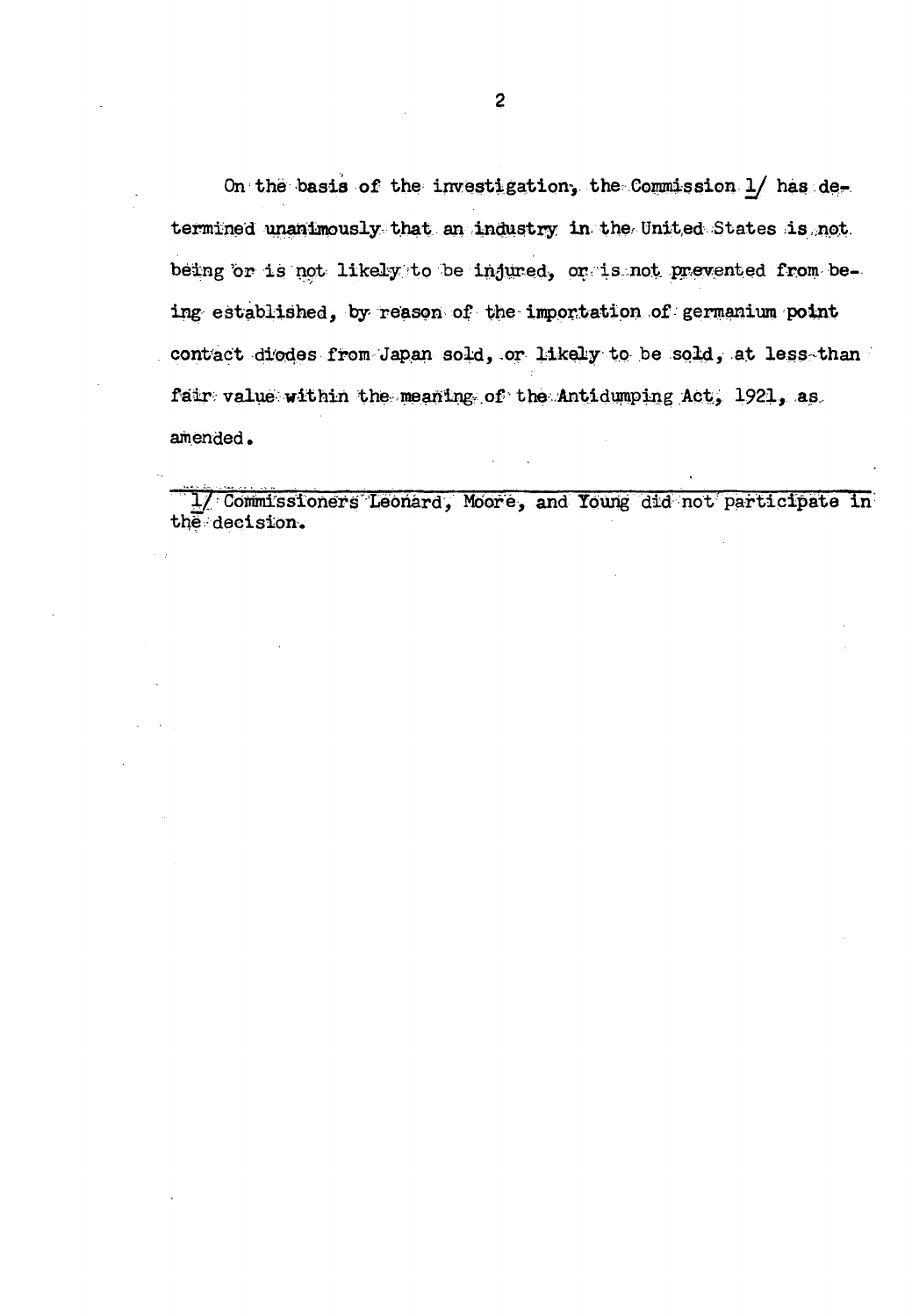On the basis of the investigation, the Commission 1/ has determined unanimously that an industry in the United States is not being or is not likely to be injured, or is not prevented from being established, by reason of the importation of germanium point contact diodes from Japan sold, or likely to be sold, at less than fair value within the meaning of the Antidumping Act, 1921, as amended.

---

1/ Commissioners Leonard, Moore, and Young did not participate in the decision.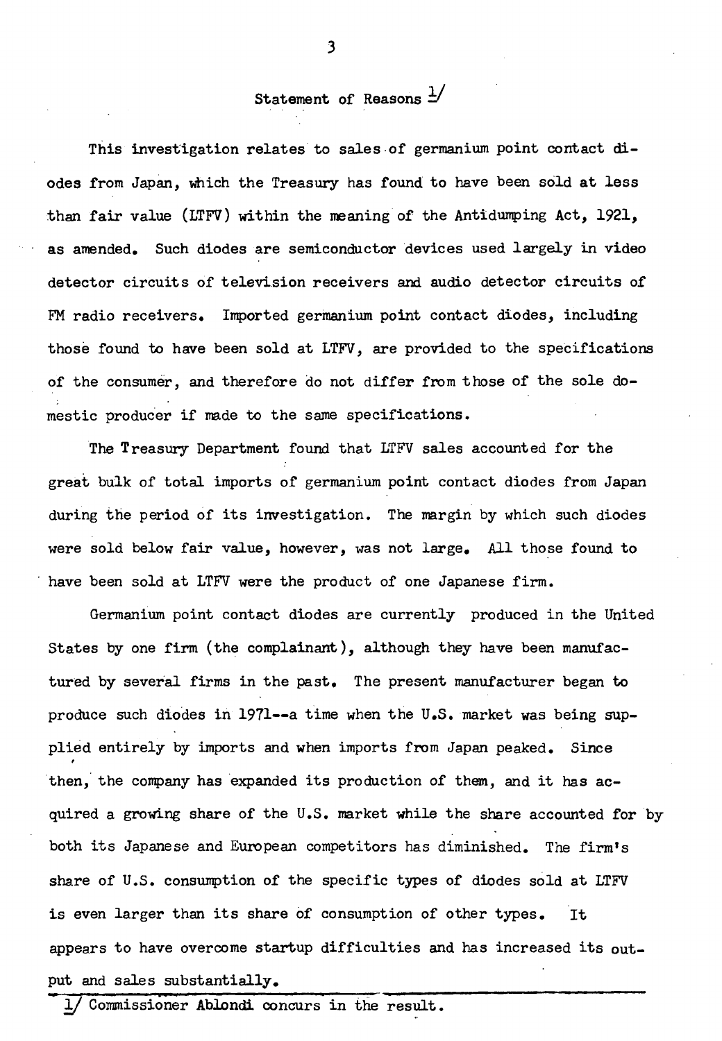## Statement of Reasons [1]

This investigation relates to sales of germanium point contact diodes from Japan, which the Treasury has found to have been sold at less than fair value (LTFV) within the meaning of the Antidumping Act, 1921, as amended. Such diodes are semiconductor devices used largely in video detector circuits of television receivers and audio detector circuits of FM radio receivers. Imported germanium point contact diodes, including those found to have been sold at LTFV, are provided to the specifications of the consumer, and therefore do not differ from those of the sole domestic producer if made to the same specifications.

The Treasury Department found that LTFV sales accounted for the great bulk of total imports of germanium point contact diodes from Japan during the period of its investigation. The margin by which such diodes were sold below fair value, however, was not large. All those found to have been sold at LTFV were the product of one Japanese firm.

Germanium point contact diodes are currently produced in the United States by one firm (the complainant), although they have been manufactured by several firms in the past. The present manufacturer began to produce such diodes in 1971--a time when the U.S. market was being supplied entirely by imports and when imports from Japan peaked. Since then, the company has expanded its production of them, and it has acquired a growing share of the U.S. market while the share accounted for by both its Japanese and European competitors has diminished. The firm's share of U.S. consumption of the specific types of diodes sold at LTFV is even larger than its share of consumption of other types. It appears to have overcome startup difficulties and has increased its output and sales substantially.

---

1/ Commissioner Ablondi concurs in the result.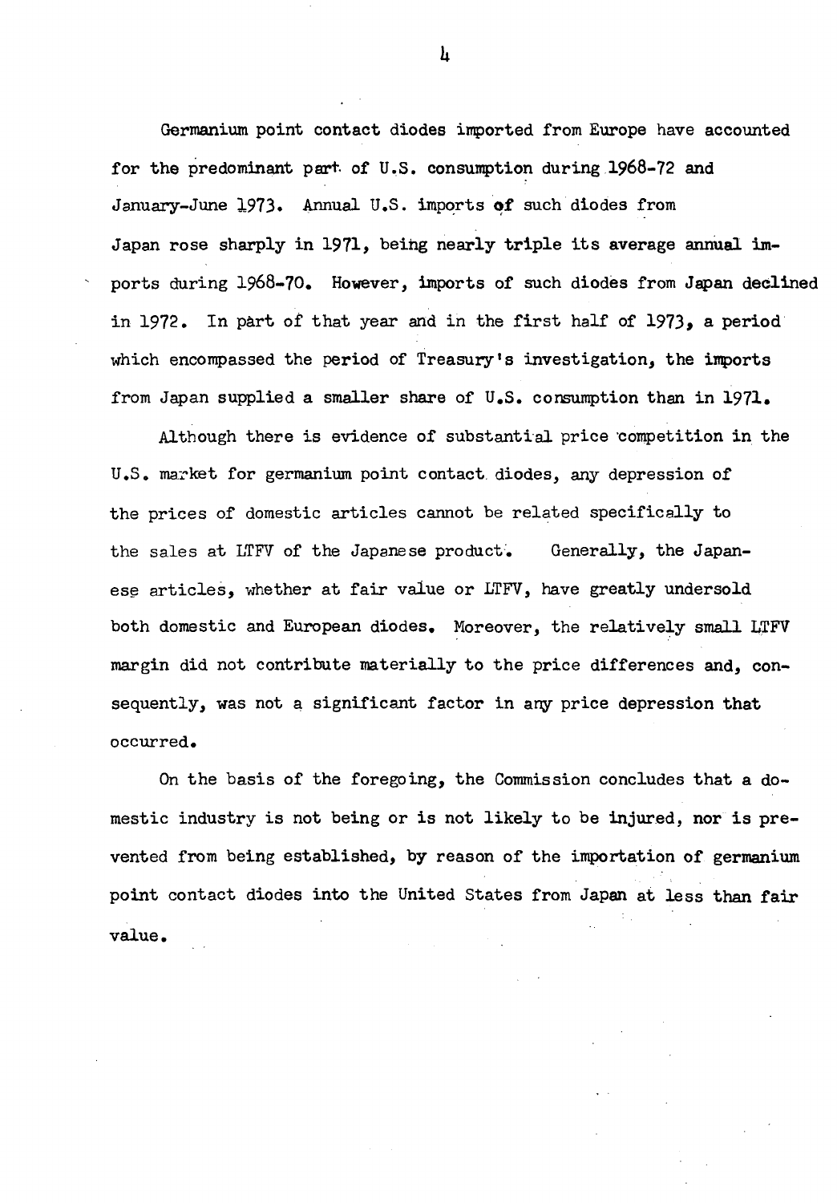Germanium point contact diodes imported from Europe have accounted for the predominant part of U.S. consumption during 1968-72 and January-June 1973. Annual U.S. imports of such diodes from Japan rose sharply in 1971, being nearly triple its average annual imports during 1968-70. However, imports of such diodes from Japan declined in 1972. In part of that year and in the first half of 1973, a period which encompassed the period of Treasury's investigation, the imports from Japan supplied a smaller share of U.S. consumption than in 1971.

Although there is evidence of substantial price competition in the U.S. market for germanium point contact diodes, any depression of the prices of domestic articles cannot be related specifically to the sales at LTFV of the Japanese product. Generally, the Japanese articles, whether at fair value or LTFV, have greatly undersold both domestic and European diodes. Moreover, the relatively small LTFV margin did not contribute materially to the price differences and, consequently, was not a significant factor in any price depression that occurred.

On the basis of the foregoing, the Commission concludes that a domestic industry is not being or is not likely to be injured, nor is prevented from being established, by reason of the importation of germanium point contact diodes into the United States from Japan at less than fair value.